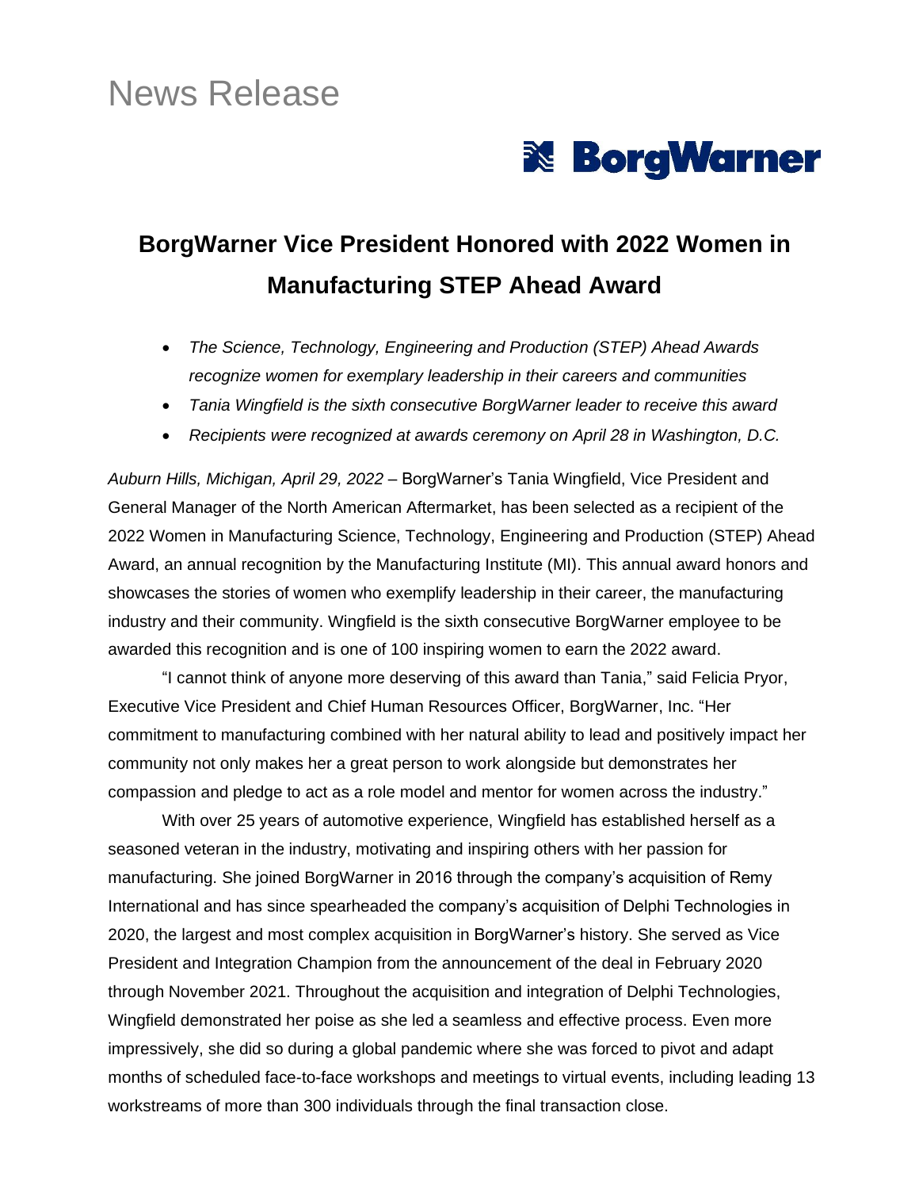# News Release

BorgWarner

## BorgWarner Vice President Honored with 2022 Women in Manufacturing STEP Ahead Award

- *The Science, Technology, Engineering and Production (STEP) Ahead Awards recognize women for exemplary leadership in their careers and communities*
- *Tania Wingfield is the sixth consecutive BorgWarner leader to receive this award*
- *Recipients were recognized at awards ceremony on April 28 in Washington, D.C.*

*Auburn Hills, Michigan, April 29, 2022* – BorgWarner's Tania Wingfield, Vice President and General Manager of the North American Aftermarket, has been selected as a recipient of the 2022 Women in Manufacturing Science, Technology, Engineering and Production (STEP) Ahead Award, an annual recognition by the Manufacturing Institute (MI). This annual award honors and showcases the stories of women who exemplify leadership in their career, the manufacturing industry and their community. Wingfield is the sixth consecutive BorgWarner employee to be awarded this recognition and is one of 100 inspiring women to earn the 2022 award.

"I cannot think of anyone more deserving of this award than Tania," said Felicia Pryor, Executive Vice President and Chief Human Resources Officer, BorgWarner, Inc. "Her commitment to manufacturing combined with her natural ability to lead and positively impact her community not only makes her a great person to work alongside but demonstrates her compassion and pledge to act as a role model and mentor for women across the industry."

With over 25 years of automotive experience, Wingfield has established herself as a seasoned veteran in the industry, motivating and inspiring others with her passion for manufacturing. She joined BorgWarner in 2016 through the company's acquisition of Remy International and has since spearheaded the company's acquisition of Delphi Technologies in 2020, the largest and most complex acquisition in BorgWarner's history. She served as Vice President and Integration Champion from the announcement of the deal in February 2020 through November 2021. Throughout the acquisition and integration of Delphi Technologies, Wingfield demonstrated her poise as she led a seamless and effective process. Even more impressively, she did so during a global pandemic where she was forced to pivot and adapt months of scheduled face-to-face workshops and meetings to virtual events, including leading 13 workstreams of more than 300 individuals through the final transaction close.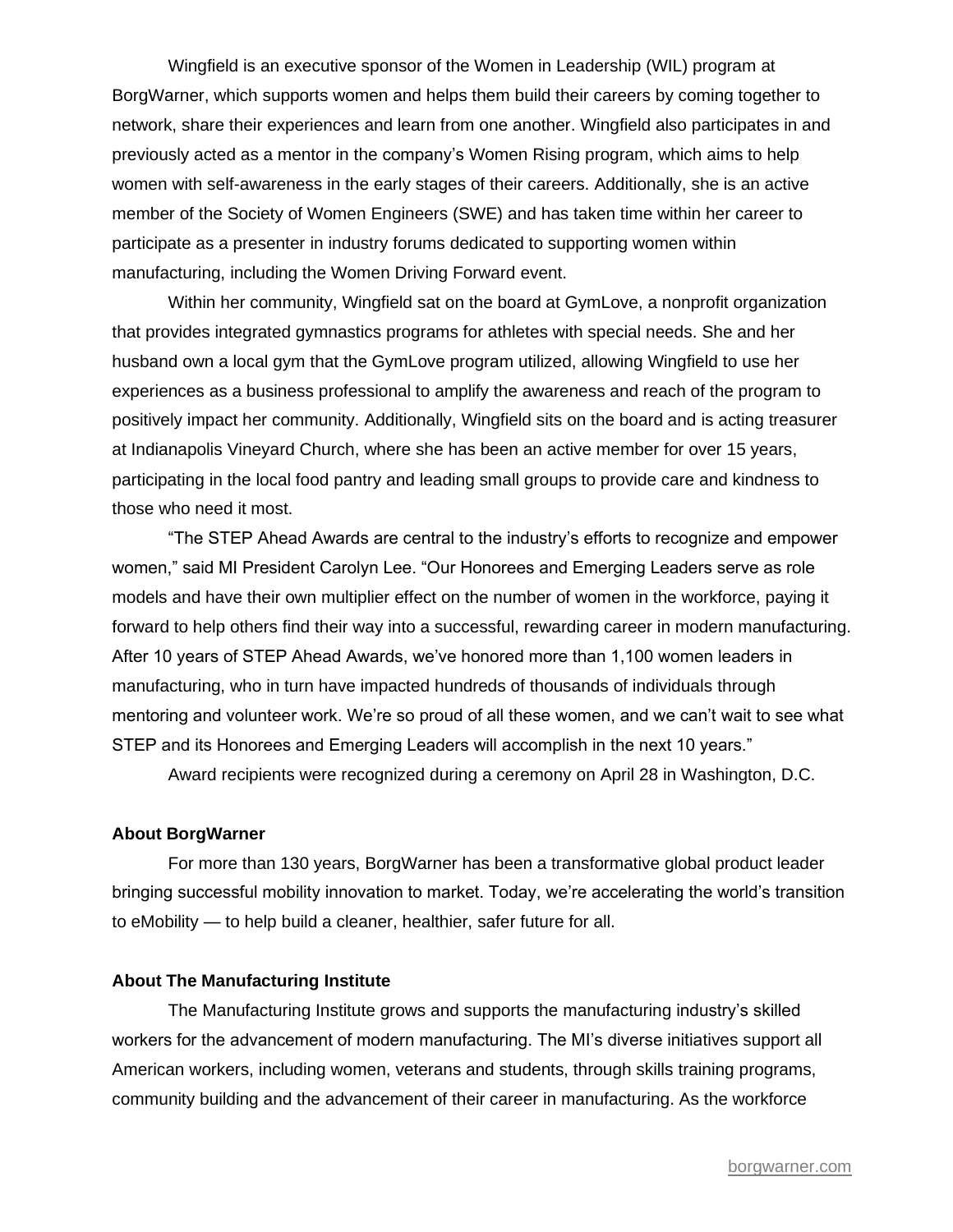Wingfield is an executive sponsor of the Women in Leadership (WIL) program at BorgWarner, which supports women and helps them build their careers by coming together to network, share their experiences and learn from one another. Wingfield also participates in and previously acted as a mentor in the company's Women Rising program, which aims to help women with self-awareness in the early stages of their careers. Additionally, she is an active member of the Society of Women Engineers (SWE) and has taken time within her career to participate as a presenter in industry forums dedicated to supporting women within manufacturing, including the Women Driving Forward event.

Within her community, Wingfield sat on the board at GymLove, a nonprofit organization that provides integrated gymnastics programs for athletes with special needs. She and her husband own a local gym that the GymLove program utilized, allowing Wingfield to use her experiences as a business professional to amplify the awareness and reach of the program to positively impact her community. Additionally, Wingfield sits on the board and is acting treasurer at Indianapolis Vineyard Church, where she has been an active member for over 15 years, participating in the local food pantry and leading small groups to provide care and kindness to those who need it most.

"The STEP Ahead Awards are central to the industry's efforts to recognize and empower women," said MI President Carolyn Lee. "Our Honorees and Emerging Leaders serve as role models and have their own multiplier effect on the number of women in the workforce, paying it forward to help others find their way into a successful, rewarding career in modern manufacturing. After 10 years of STEP Ahead Awards, we've honored more than 1,100 women leaders in manufacturing, who in turn have impacted hundreds of thousands of individuals through mentoring and volunteer work. We're so proud of all these women, and we can't wait to see what STEP and its Honorees and Emerging Leaders will accomplish in the next 10 years."

Award recipients were recognized during a ceremony on April 28 in Washington, D.C.

**About BorgWarner**

For more than 130 years, BorgWarner has been a transformative global product leader bringing successful mobility innovation to market. Today, we're accelerating the world's transition to eMobility — to help build a cleaner, healthier, safer future for all.

**About The Manufacturing Institute**

The Manufacturing Institute grows and supports the manufacturing industry's skilled workers for the advancement of modern manufacturing. The MI's diverse initiatives support all American workers, including women, veterans and students, through skills training programs, community building and the advancement of their career in manufacturing. As the workforce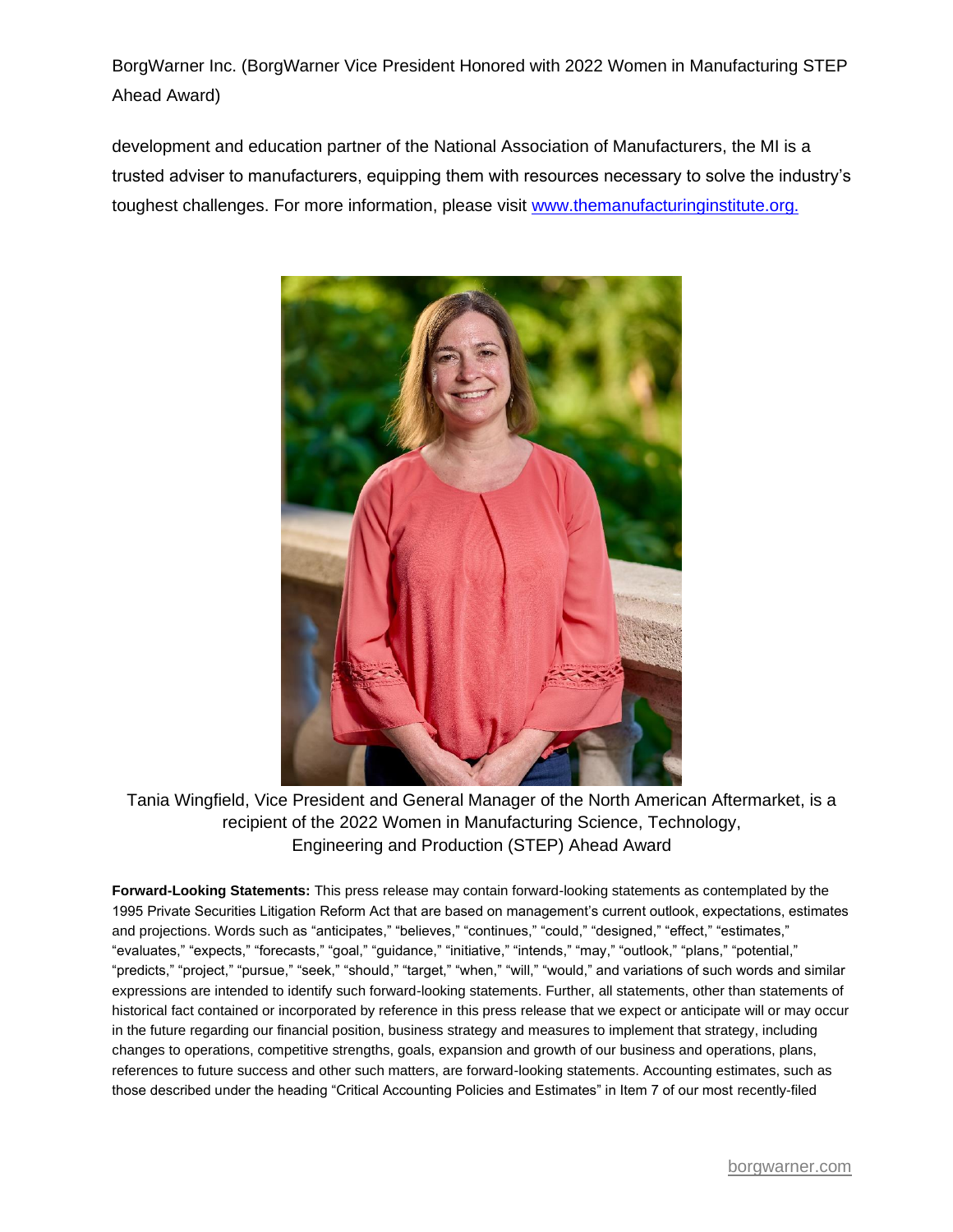development and education partner of the National Association of Manufacturers, the MI is a trusted adviser to manufacturers, equipping them with resources necessary to solve the industry's toughest challenges. For more information, please visit [www.themanufacturinginstitute.org.](http://www.themanufacturinginstitute.org)

Tania Wingfield, Vice President and General Manager of the North American Aftermarket, is a recipient of the 2022 Women in Manufacturing Science, Technology, Engineering and Production (STEP) Ahead Award

**Forward-Looking Statements:** This press release may contain forward-looking statements as contemplated by the 1995 Private Securities Litigation Reform Act that are based on management's current outlook, expectations, estimates and projections. Words such as "anticipates," "believes," "continues," "could," "designed," "effect," "estimates," "evaluates," "expects," "forecasts," "goal," "guidance," "initiative," "intends," "may," "outlook," "plans," "potential," "predicts," "project," "pursue," "seek," "should," "target," "when," "will," "would," and variations of such words and similar expressions are intended to identify such forward-looking statements. Further, all statements, other than statements of historical fact contained or incorporated by reference in this press release that we expect or anticipate will or may occur in the future regarding our financial position, business strategy and measures to implement that strategy, including changes to operations, competitive strengths, goals, expansion and growth of our business and operations, plans, references to future success and other such matters, are forward-looking statements. Accounting estimates, such as those described under the heading "Critical Accounting Policies and Estimates" in Item 7 of our most recently-filed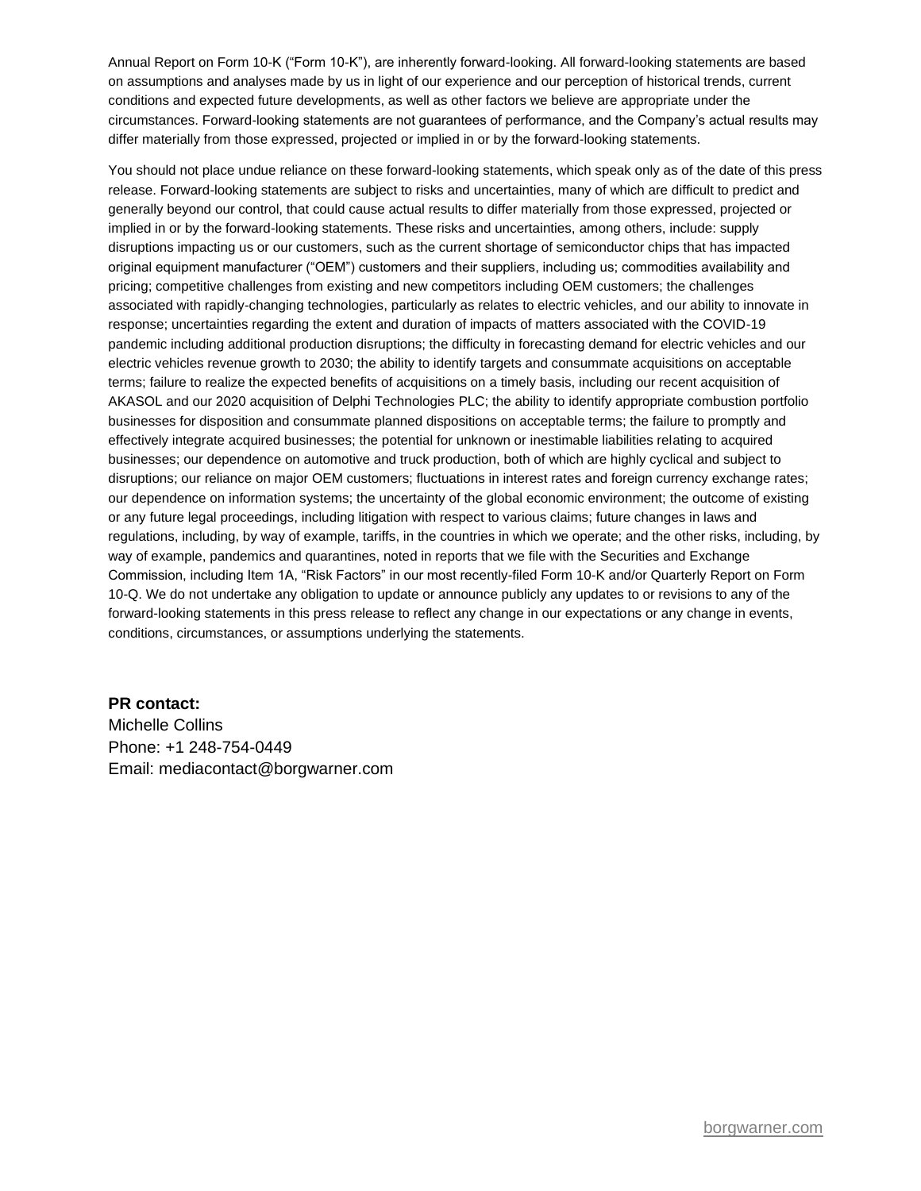Annual Report on Form 10-K ("Form 10-K"), are inherently forward-looking. All forward-looking statements are based on assumptions and analyses made by us in light of our experience and our perception of historical trends, current conditions and expected future developments, as well as other factors we believe are appropriate under the circumstances. Forward-looking statements are not guarantees of performance, and the Company's actual results may differ materially from those expressed, projected or implied in or by the forward-looking statements.

You should not place undue reliance on these forward-looking statements, which speak only as of the date of this press release. Forward-looking statements are subject to risks and uncertainties, many of which are difficult to predict and generally beyond our control, that could cause actual results to differ materially from those expressed, projected or implied in or by the forward-looking statements. These risks and uncertainties, among others, include: supply disruptions impacting us or our customers, such as the current shortage of semiconductor chips that has impacted original equipment manufacturer ("OEM") customers and their suppliers, including us; commodities availability and pricing; competitive challenges from existing and new competitors including OEM customers; the challenges associated with rapidly-changing technologies, particularly as relates to electric vehicles, and our ability to innovate in response; uncertainties regarding the extent and duration of impacts of matters associated with the COVID-19 pandemic including additional production disruptions; the difficulty in forecasting demand for electric vehicles and our electric vehicles revenue growth to 2030; the ability to identify targets and consummate acquisitions on acceptable terms; failure to realize the expected benefits of acquisitions on a timely basis, including our recent acquisition of AKASOL and our 2020 acquisition of Delphi Technologies PLC; the ability to identify appropriate combustion portfolio businesses for disposition and consummate planned dispositions on acceptable terms; the failure to promptly and effectively integrate acquired businesses; the potential for unknown or inestimable liabilities relating to acquired businesses; our dependence on automotive and truck production, both of which are highly cyclical and subject to disruptions; our reliance on major OEM customers; fluctuations in interest rates and foreign currency exchange rates; our dependence on information systems; the uncertainty of the global economic environment; the outcome of existing or any future legal proceedings, including litigation with respect to various claims; future changes in laws and regulations, including, by way of example, tariffs, in the countries in which we operate; and the other risks, including, by way of example, pandemics and quarantines, noted in reports that we file with the Securities and Exchange Commission, including Item 1A, "Risk Factors" in our most recently-filed Form 10-K and/or Quarterly Report on Form 10-Q. We do not undertake any obligation to update or announce publicly any updates to or revisions to any of the forward-looking statements in this press release to reflect any change in our expectations or any change in events, conditions, circumstances, or assumptions underlying the statements.

**PR contact:**
Michelle Collins
Phone: +1 248-754-0449
Email: mediacontact@borgwarner.com